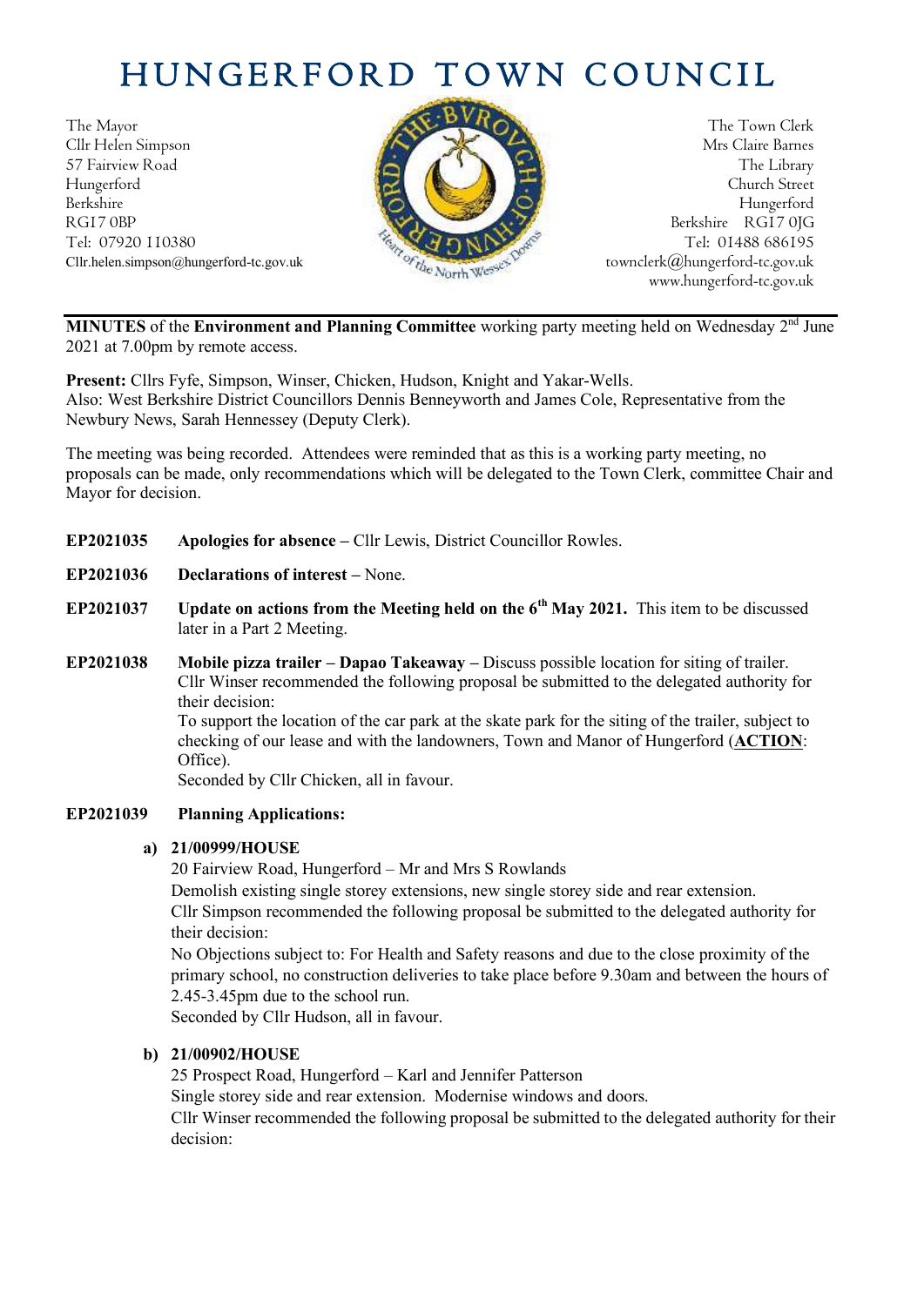# HUNGERFORD TOWN COUNCIL

The Mayor
Cllr Helen Simpson
57 Fairview Road
Hungerford
Berkshire
RG17 0BP
Tel: 07920 110380
Cllr.helen.simpson@hungerford-tc.gov.uk

The Town Clerk
Mrs Claire Barnes
The Library
Church Street
Hungerford
Berkshire RG17 0JG
Tel: 01488 686195
townclerk@hungerford-tc.gov.uk
www.hungerford-tc.gov.uk

---

**MINUTES** of the **Environment and Planning Committee** working party meeting held on Wednesday 2nd June 2021 at 7.00pm by remote access.

**Present:** Cllrs Fyfe, Simpson, Winser, Chicken, Hudson, Knight and Yakar-Wells.
Also: West Berkshire District Councillors Dennis Benneyworth and James Cole, Representative from the Newbury News, Sarah Hennessey (Deputy Clerk).

The meeting was being recorded. Attendees were reminded that as this is a working party meeting, no proposals can be made, only recommendations which will be delegated to the Town Clerk, committee Chair and Mayor for decision.

**EP2021035** **Apologies for absence –** Cllr Lewis, District Councillor Rowles.

**EP2021036** **Declarations of interest –** None.

**EP2021037** **Update on actions from the Meeting held on the 6th May 2021.** This item to be discussed later in a Part 2 Meeting.

**EP2021038** **Mobile pizza trailer – Dapao Takeaway –** Discuss possible location for siting of trailer.
Cllr Winser recommended the following proposal be submitted to the delegated authority for their decision:
To support the location of the car park at the skate park for the siting of the trailer, subject to checking of our lease and with the landowners, Town and Manor of Hungerford (**ACTION**: Office).
Seconded by Cllr Chicken, all in favour.

**EP2021039** **Planning Applications:**

**a) 21/00999/HOUSE**
20 Fairview Road, Hungerford – Mr and Mrs S Rowlands
Demolish existing single storey extensions, new single storey side and rear extension.
Cllr Simpson recommended the following proposal be submitted to the delegated authority for their decision:
No Objections subject to: For Health and Safety reasons and due to the close proximity of the primary school, no construction deliveries to take place before 9.30am and between the hours of 2.45-3.45pm due to the school run.
Seconded by Cllr Hudson, all in favour.

**b) 21/00902/HOUSE**
25 Prospect Road, Hungerford – Karl and Jennifer Patterson
Single storey side and rear extension. Modernise windows and doors.
Cllr Winser recommended the following proposal be submitted to the delegated authority for their decision: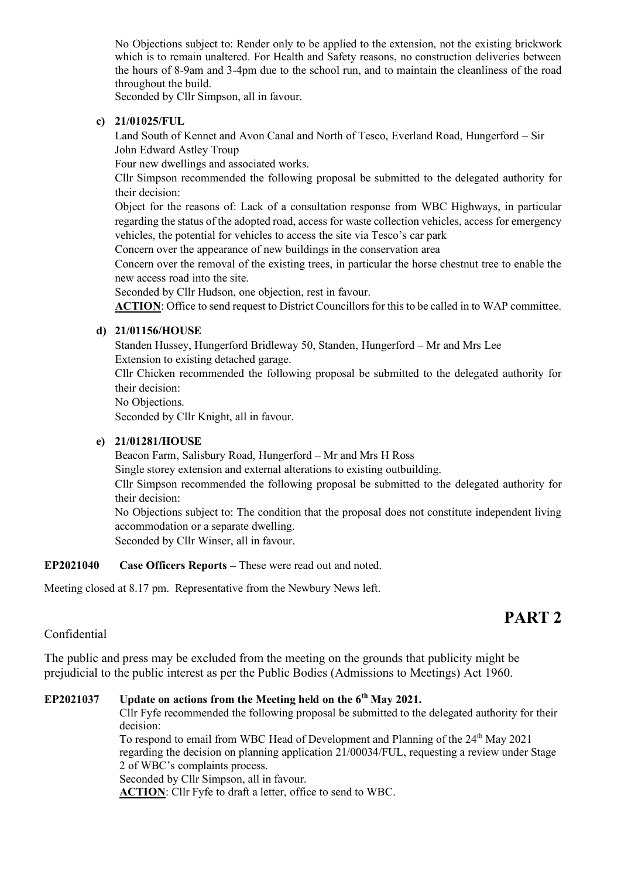No Objections subject to: Render only to be applied to the extension, not the existing brickwork which is to remain unaltered. For Health and Safety reasons, no construction deliveries between the hours of 8-9am and 3-4pm due to the school run, and to maintain the cleanliness of the road throughout the build.
Seconded by Cllr Simpson, all in favour.

**c) 21/01025/FUL**

Land South of Kennet and Avon Canal and North of Tesco, Everland Road, Hungerford – Sir John Edward Astley Troup
Four new dwellings and associated works.
Cllr Simpson recommended the following proposal be submitted to the delegated authority for their decision:
Object for the reasons of: Lack of a consultation response from WBC Highways, in particular regarding the status of the adopted road, access for waste collection vehicles, access for emergency vehicles, the potential for vehicles to access the site via Tesco's car park
Concern over the appearance of new buildings in the conservation area
Concern over the removal of the existing trees, in particular the horse chestnut tree to enable the new access road into the site.
Seconded by Cllr Hudson, one objection, rest in favour.
**ACTION**: Office to send request to District Councillors for this to be called in to WAP committee.

**d) 21/01156/HOUSE**

Standen Hussey, Hungerford Bridleway 50, Standen, Hungerford – Mr and Mrs Lee
Extension to existing detached garage.
Cllr Chicken recommended the following proposal be submitted to the delegated authority for their decision:
No Objections.
Seconded by Cllr Knight, all in favour.

**e) 21/01281/HOUSE**

Beacon Farm, Salisbury Road, Hungerford – Mr and Mrs H Ross
Single storey extension and external alterations to existing outbuilding.
Cllr Simpson recommended the following proposal be submitted to the delegated authority for their decision:
No Objections subject to: The condition that the proposal does not constitute independent living accommodation or a separate dwelling.
Seconded by Cllr Winser, all in favour.

**EP2021040 Case Officers Reports –** These were read out and noted.

Meeting closed at 8.17 pm. Representative from the Newbury News left.

# PART 2

Confidential

The public and press may be excluded from the meeting on the grounds that publicity might be prejudicial to the public interest as per the Public Bodies (Admissions to Meetings) Act 1960.

**EP2021037 Update on actions from the Meeting held on the 6th May 2021.**

Cllr Fyfe recommended the following proposal be submitted to the delegated authority for their decision:
To respond to email from WBC Head of Development and Planning of the 24th May 2021 regarding the decision on planning application 21/00034/FUL, requesting a review under Stage 2 of WBC's complaints process.
Seconded by Cllr Simpson, all in favour.
**ACTION**: Cllr Fyfe to draft a letter, office to send to WBC.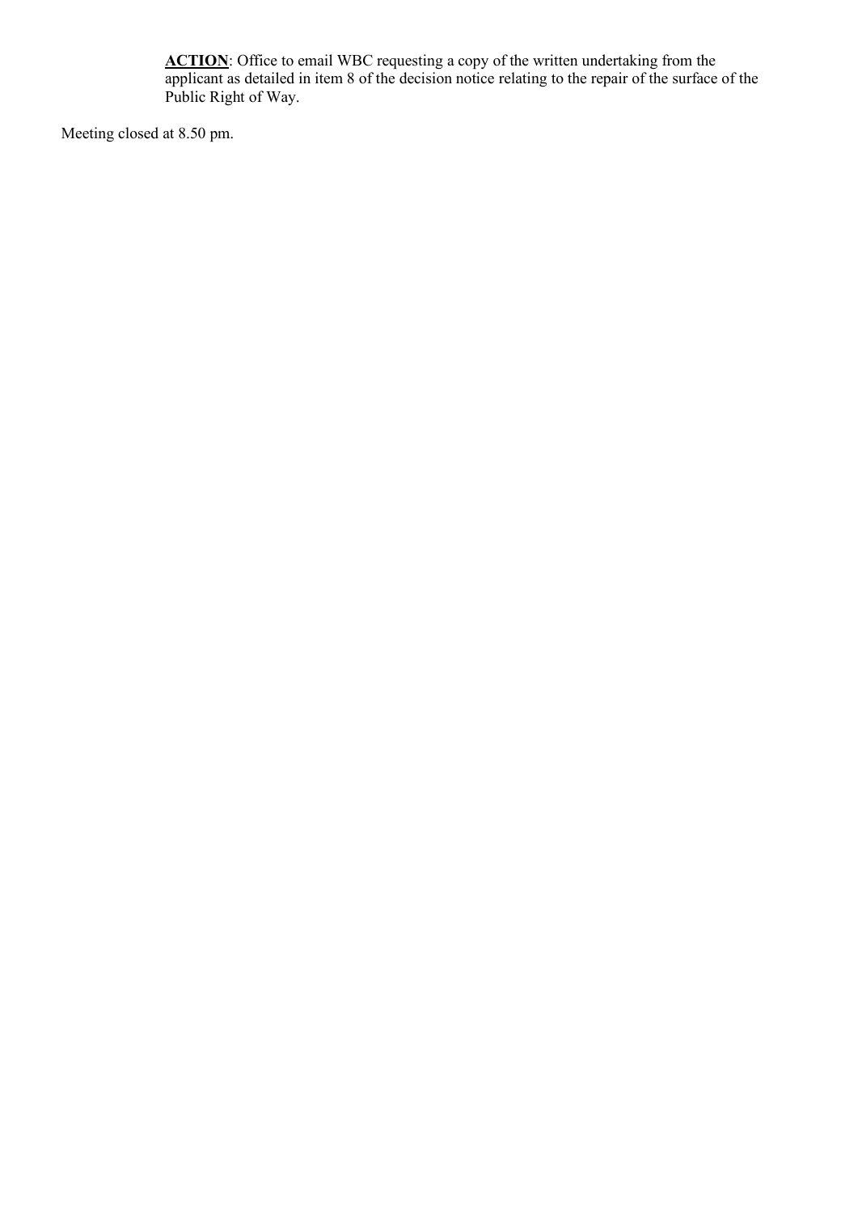**<u>ACTION</u>**: Office to email WBC requesting a copy of the written undertaking from the applicant as detailed in item 8 of the decision notice relating to the repair of the surface of the Public Right of Way.

Meeting closed at 8.50 pm.